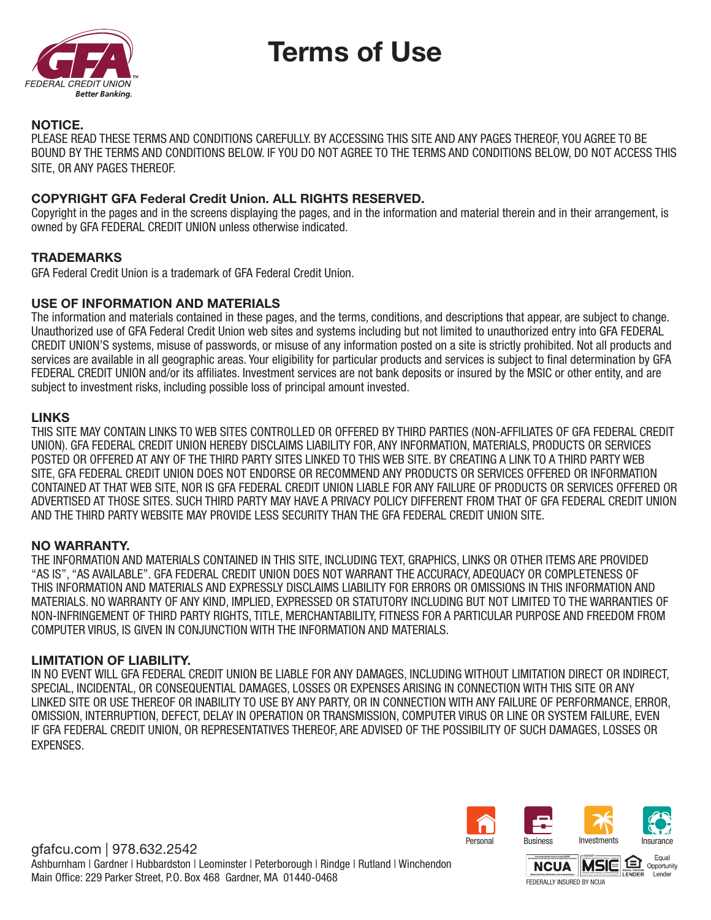# Terms of Use

### NOTICE.

PLEASE READ THESE TERMS AND CONDITIONS CAREFULLY. BY ACCESSING THIS SITE AND ANY PAGES THEREOF, YOU AGREE TO BE BOUND BY THE TERMS AND CONDITIONS BELOW. IF YOU DO NOT AGREE TO THE TERMS AND CONDITIONS BELOW, DO NOT ACCESS THIS SITE, OR ANY PAGES THEREOF.

### COPYRIGHT GFA Federal Credit Union. ALL RIGHTS RESERVED.

Copyright in the pages and in the screens displaying the pages, and in the information and material therein and in their arrangement, is owned by GFA FEDERAL CREDIT UNION unless otherwise indicated.

### TRADEMARKS

GFA Federal Credit Union is a trademark of GFA Federal Credit Union.

### USE OF INFORMATION AND MATERIALS

The information and materials contained in these pages, and the terms, conditions, and descriptions that appear, are subject to change. Unauthorized use of GFA Federal Credit Union web sites and systems including but not limited to unauthorized entry into GFA FEDERAL CREDIT UNION'S systems, misuse of passwords, or misuse of any information posted on a site is strictly prohibited. Not all products and services are available in all geographic areas. Your eligibility for particular products and services is subject to final determination by GFA FEDERAL CREDIT UNION and/or its affiliates. Investment services are not bank deposits or insured by the MSIC or other entity, and are subject to investment risks, including possible loss of principal amount invested.

### LINKS

THIS SITE MAY CONTAIN LINKS TO WEB SITES CONTROLLED OR OFFERED BY THIRD PARTIES (NON-AFFILIATES OF GFA FEDERAL CREDIT UNION). GFA FEDERAL CREDIT UNION HEREBY DISCLAIMS LIABILITY FOR, ANY INFORMATION, MATERIALS, PRODUCTS OR SERVICES POSTED OR OFFERED AT ANY OF THE THIRD PARTY SITES LINKED TO THIS WEB SITE. BY CREATING A LINK TO A THIRD PARTY WEB SITE, GFA FEDERAL CREDIT UNION DOES NOT ENDORSE OR RECOMMEND ANY PRODUCTS OR SERVICES OFFERED OR INFORMATION CONTAINED AT THAT WEB SITE, NOR IS GFA FEDERAL CREDIT UNION LIABLE FOR ANY FAILURE OF PRODUCTS OR SERVICES OFFERED OR ADVERTISED AT THOSE SITES. SUCH THIRD PARTY MAY HAVE A PRIVACY POLICY DIFFERENT FROM THAT OF GFA FEDERAL CREDIT UNION AND THE THIRD PARTY WEBSITE MAY PROVIDE LESS SECURITY THAN THE GFA FEDERAL CREDIT UNION SITE.

### NO WARRANTY.

THE INFORMATION AND MATERIALS CONTAINED IN THIS SITE, INCLUDING TEXT, GRAPHICS, LINKS OR OTHER ITEMS ARE PROVIDED "AS IS", "AS AVAILABLE". GFA FEDERAL CREDIT UNION DOES NOT WARRANT THE ACCURACY, ADEQUACY OR COMPLETENESS OF THIS INFORMATION AND MATERIALS AND EXPRESSLY DISCLAIMS LIABILITY FOR ERRORS OR OMISSIONS IN THIS INFORMATION AND MATERIALS. NO WARRANTY OF ANY KIND, IMPLIED, EXPRESSED OR STATUTORY INCLUDING BUT NOT LIMITED TO THE WARRANTIES OF NON-INFRINGEMENT OF THIRD PARTY RIGHTS, TITLE, MERCHANTABILITY, FITNESS FOR A PARTICULAR PURPOSE AND FREEDOM FROM COMPUTER VIRUS, IS GIVEN IN CONJUNCTION WITH THE INFORMATION AND MATERIALS.

### LIMITATION OF LIABILITY.

IN NO EVENT WILL GFA FEDERAL CREDIT UNION BE LIABLE FOR ANY DAMAGES, INCLUDING WITHOUT LIMITATION DIRECT OR INDIRECT, SPECIAL, INCIDENTAL, OR CONSEQUENTIAL DAMAGES, LOSSES OR EXPENSES ARISING IN CONNECTION WITH THIS SITE OR ANY LINKED SITE OR USE THEREOF OR INABILITY TO USE BY ANY PARTY, OR IN CONNECTION WITH ANY FAILURE OF PERFORMANCE, ERROR, OMISSION, INTERRUPTION, DEFECT, DELAY IN OPERATION OR TRANSMISSION, COMPUTER VIRUS OR LINE OR SYSTEM FAILURE, EVEN IF GFA FEDERAL CREDIT UNION, OR REPRESENTATIVES THEREOF, ARE ADVISED OF THE POSSIBILITY OF SUCH DAMAGES, LOSSES OR EXPENSES.

gfafcu.com | 978.632.2542
Ashburnham | Gardner | Hubbardston | Leominster | Peterborough | Rindge | Rutland | Winchendon
Main Office: 229 Parker Street, P.O. Box 468 Gardner, MA 01440-0468

Personal | Business | Investments | Insurance

FEDERALLY INSURED BY NCUA | Equal Opportunity Lender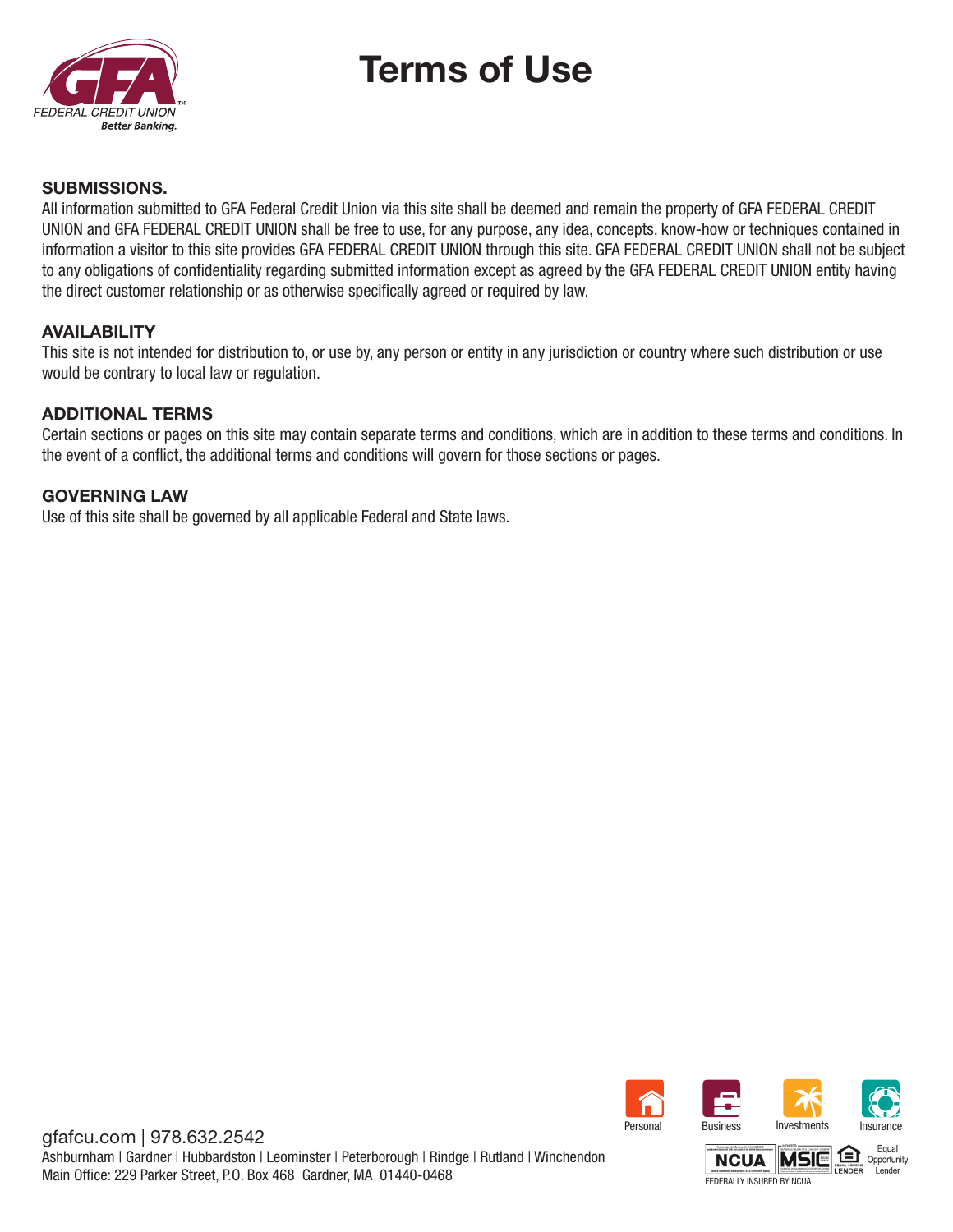# Terms of Use

## SUBMISSIONS.

All information submitted to GFA Federal Credit Union via this site shall be deemed and remain the property of GFA FEDERAL CREDIT UNION and GFA FEDERAL CREDIT UNION shall be free to use, for any purpose, any idea, concepts, know-how or techniques contained in information a visitor to this site provides GFA FEDERAL CREDIT UNION through this site. GFA FEDERAL CREDIT UNION shall not be subject to any obligations of confidentiality regarding submitted information except as agreed by the GFA FEDERAL CREDIT UNION entity having the direct customer relationship or as otherwise specifically agreed or required by law.

## AVAILABILITY

This site is not intended for distribution to, or use by, any person or entity in any jurisdiction or country where such distribution or use would be contrary to local law or regulation.

## ADDITIONAL TERMS

Certain sections or pages on this site may contain separate terms and conditions, which are in addition to these terms and conditions. In the event of a conflict, the additional terms and conditions will govern for those sections or pages.

## GOVERNING LAW

Use of this site shall be governed by all applicable Federal and State laws.

gfafcu.com | 978.632.2542
Ashburnham | Gardner | Hubbardston | Leominster | Peterborough | Rindge | Rutland | Winchendon
Main Office: 229 Parker Street, P.O. Box 468 Gardner, MA 01440-0468

Personal Business Investments Insurance

FEDERALLY INSURED BY NCUA
Equal Opportunity Lender